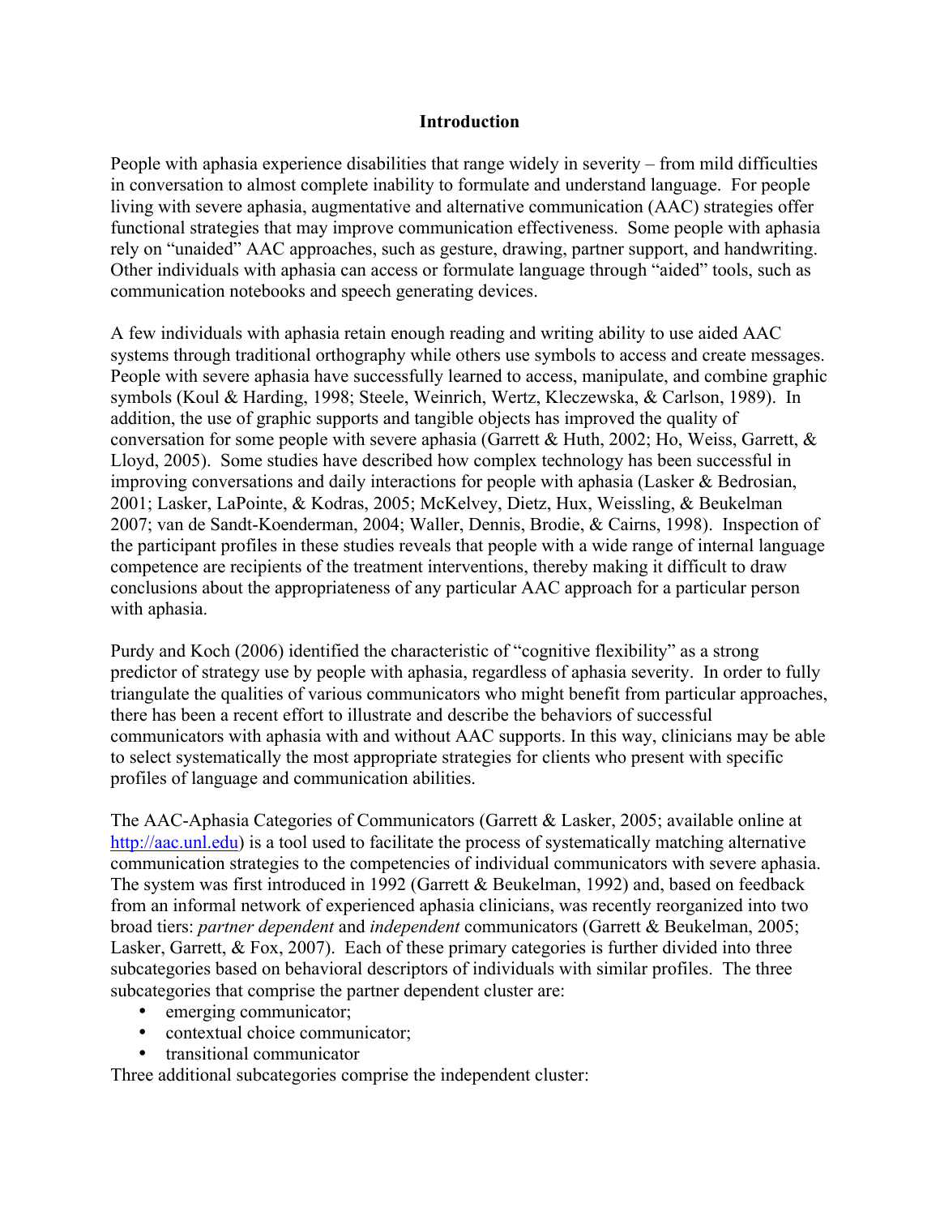## Introduction

People with aphasia experience disabilities that range widely in severity – from mild difficulties in conversation to almost complete inability to formulate and understand language. For people living with severe aphasia, augmentative and alternative communication (AAC) strategies offer functional strategies that may improve communication effectiveness. Some people with aphasia rely on "unaided" AAC approaches, such as gesture, drawing, partner support, and handwriting. Other individuals with aphasia can access or formulate language through "aided" tools, such as communication notebooks and speech generating devices.

A few individuals with aphasia retain enough reading and writing ability to use aided AAC systems through traditional orthography while others use symbols to access and create messages. People with severe aphasia have successfully learned to access, manipulate, and combine graphic symbols (Koul & Harding, 1998; Steele, Weinrich, Wertz, Kleczewska, & Carlson, 1989). In addition, the use of graphic supports and tangible objects has improved the quality of conversation for some people with severe aphasia (Garrett & Huth, 2002; Ho, Weiss, Garrett, & Lloyd, 2005). Some studies have described how complex technology has been successful in improving conversations and daily interactions for people with aphasia (Lasker & Bedrosian, 2001; Lasker, LaPointe, & Kodras, 2005; McKelvey, Dietz, Hux, Weissling, & Beukelman 2007; van de Sandt-Koenderman, 2004; Waller, Dennis, Brodie, & Cairns, 1998). Inspection of the participant profiles in these studies reveals that people with a wide range of internal language competence are recipients of the treatment interventions, thereby making it difficult to draw conclusions about the appropriateness of any particular AAC approach for a particular person with aphasia.

Purdy and Koch (2006) identified the characteristic of "cognitive flexibility" as a strong predictor of strategy use by people with aphasia, regardless of aphasia severity. In order to fully triangulate the qualities of various communicators who might benefit from particular approaches, there has been a recent effort to illustrate and describe the behaviors of successful communicators with aphasia with and without AAC supports. In this way, clinicians may be able to select systematically the most appropriate strategies for clients who present with specific profiles of language and communication abilities.

The AAC-Aphasia Categories of Communicators (Garrett & Lasker, 2005; available online at http://aac.unl.edu) is a tool used to facilitate the process of systematically matching alternative communication strategies to the competencies of individual communicators with severe aphasia. The system was first introduced in 1992 (Garrett & Beukelman, 1992) and, based on feedback from an informal network of experienced aphasia clinicians, was recently reorganized into two broad tiers: *partner dependent* and *independent* communicators (Garrett & Beukelman, 2005; Lasker, Garrett, & Fox, 2007). Each of these primary categories is further divided into three subcategories based on behavioral descriptors of individuals with similar profiles. The three subcategories that comprise the partner dependent cluster are:

- emerging communicator;
- contextual choice communicator;
- transitional communicator

Three additional subcategories comprise the independent cluster: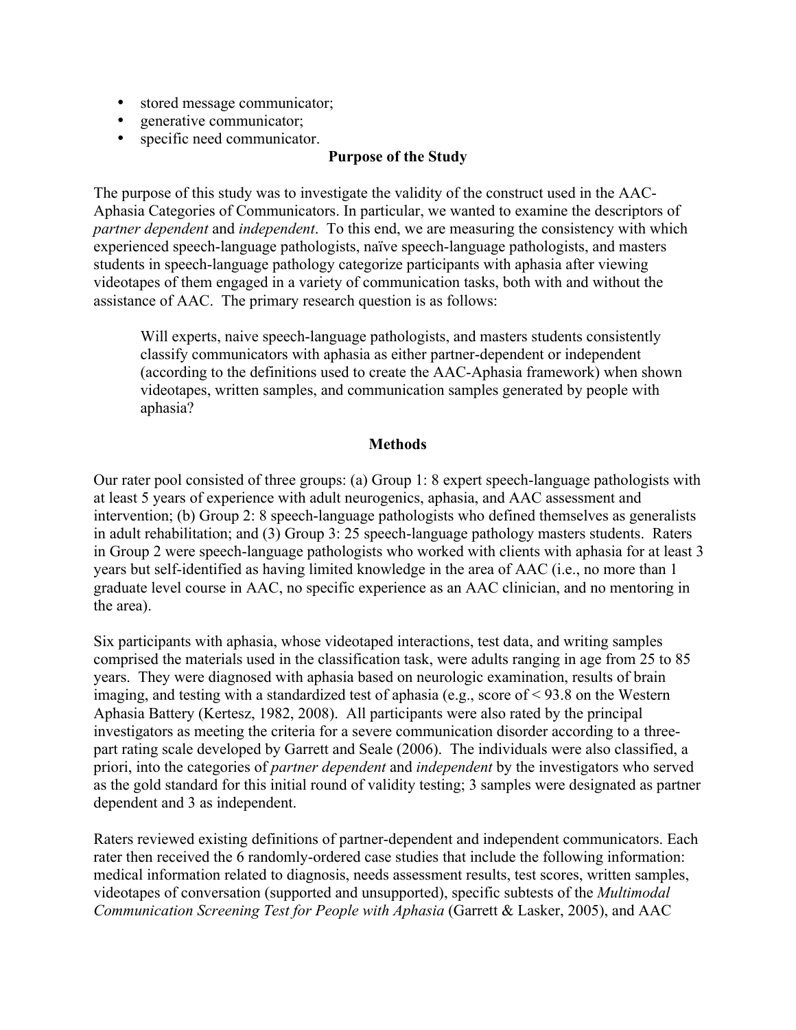- stored message communicator;
- generative communicator;
- specific need communicator.

## Purpose of the Study

The purpose of this study was to investigate the validity of the construct used in the AAC-Aphasia Categories of Communicators. In particular, we wanted to examine the descriptors of *partner dependent* and *independent*. To this end, we are measuring the consistency with which experienced speech-language pathologists, naïve speech-language pathologists, and masters students in speech-language pathology categorize participants with aphasia after viewing videotapes of them engaged in a variety of communication tasks, both with and without the assistance of AAC. The primary research question is as follows:

> Will experts, naive speech-language pathologists, and masters students consistently classify communicators with aphasia as either partner-dependent or independent (according to the definitions used to create the AAC-Aphasia framework) when shown videotapes, written samples, and communication samples generated by people with aphasia?

## Methods

Our rater pool consisted of three groups: (a) Group 1: 8 expert speech-language pathologists with at least 5 years of experience with adult neurogenics, aphasia, and AAC assessment and intervention; (b) Group 2: 8 speech-language pathologists who defined themselves as generalists in adult rehabilitation; and (3) Group 3: 25 speech-language pathology masters students. Raters in Group 2 were speech-language pathologists who worked with clients with aphasia for at least 3 years but self-identified as having limited knowledge in the area of AAC (i.e., no more than 1 graduate level course in AAC, no specific experience as an AAC clinician, and no mentoring in the area).

Six participants with aphasia, whose videotaped interactions, test data, and writing samples comprised the materials used in the classification task, were adults ranging in age from 25 to 85 years. They were diagnosed with aphasia based on neurologic examination, results of brain imaging, and testing with a standardized test of aphasia (e.g., score of < 93.8 on the Western Aphasia Battery (Kertesz, 1982, 2008). All participants were also rated by the principal investigators as meeting the criteria for a severe communication disorder according to a three-part rating scale developed by Garrett and Seale (2006). The individuals were also classified, a priori, into the categories of *partner dependent* and *independent* by the investigators who served as the gold standard for this initial round of validity testing; 3 samples were designated as partner dependent and 3 as independent.

Raters reviewed existing definitions of partner-dependent and independent communicators. Each rater then received the 6 randomly-ordered case studies that include the following information: medical information related to diagnosis, needs assessment results, test scores, written samples, videotapes of conversation (supported and unsupported), specific subtests of the *Multimodal Communication Screening Test for People with Aphasia* (Garrett & Lasker, 2005), and AAC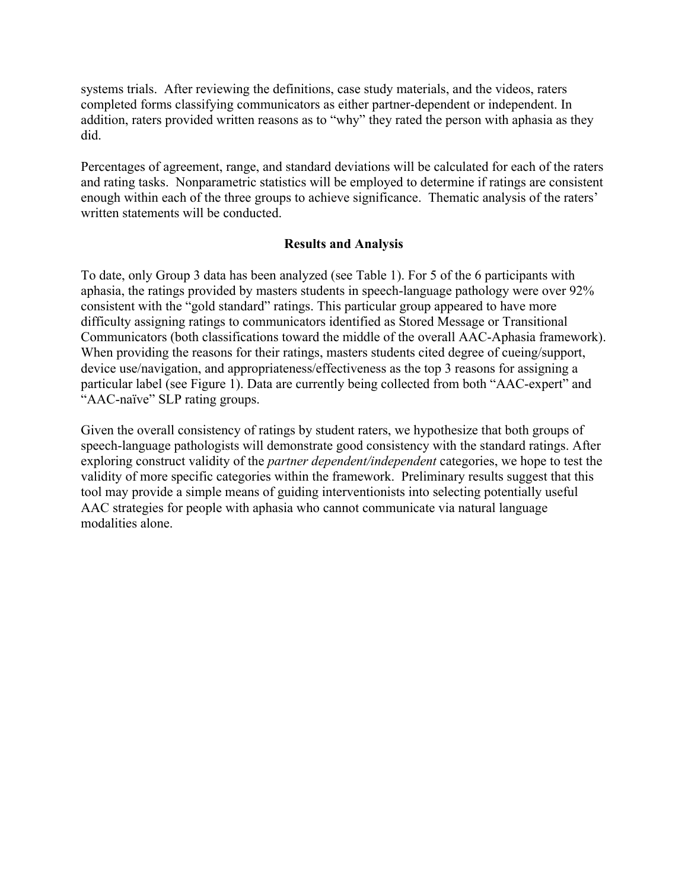systems trials. After reviewing the definitions, case study materials, and the videos, raters completed forms classifying communicators as either partner-dependent or independent. In addition, raters provided written reasons as to "why" they rated the person with aphasia as they did.

Percentages of agreement, range, and standard deviations will be calculated for each of the raters and rating tasks. Nonparametric statistics will be employed to determine if ratings are consistent enough within each of the three groups to achieve significance. Thematic analysis of the raters' written statements will be conducted.

## Results and Analysis

To date, only Group 3 data has been analyzed (see Table 1). For 5 of the 6 participants with aphasia, the ratings provided by masters students in speech-language pathology were over 92% consistent with the "gold standard" ratings. This particular group appeared to have more difficulty assigning ratings to communicators identified as Stored Message or Transitional Communicators (both classifications toward the middle of the overall AAC-Aphasia framework). When providing the reasons for their ratings, masters students cited degree of cueing/support, device use/navigation, and appropriateness/effectiveness as the top 3 reasons for assigning a particular label (see Figure 1). Data are currently being collected from both "AAC-expert" and "AAC-naïve" SLP rating groups.

Given the overall consistency of ratings by student raters, we hypothesize that both groups of speech-language pathologists will demonstrate good consistency with the standard ratings. After exploring construct validity of the *partner dependent/independent* categories, we hope to test the validity of more specific categories within the framework. Preliminary results suggest that this tool may provide a simple means of guiding interventionists into selecting potentially useful AAC strategies for people with aphasia who cannot communicate via natural language modalities alone.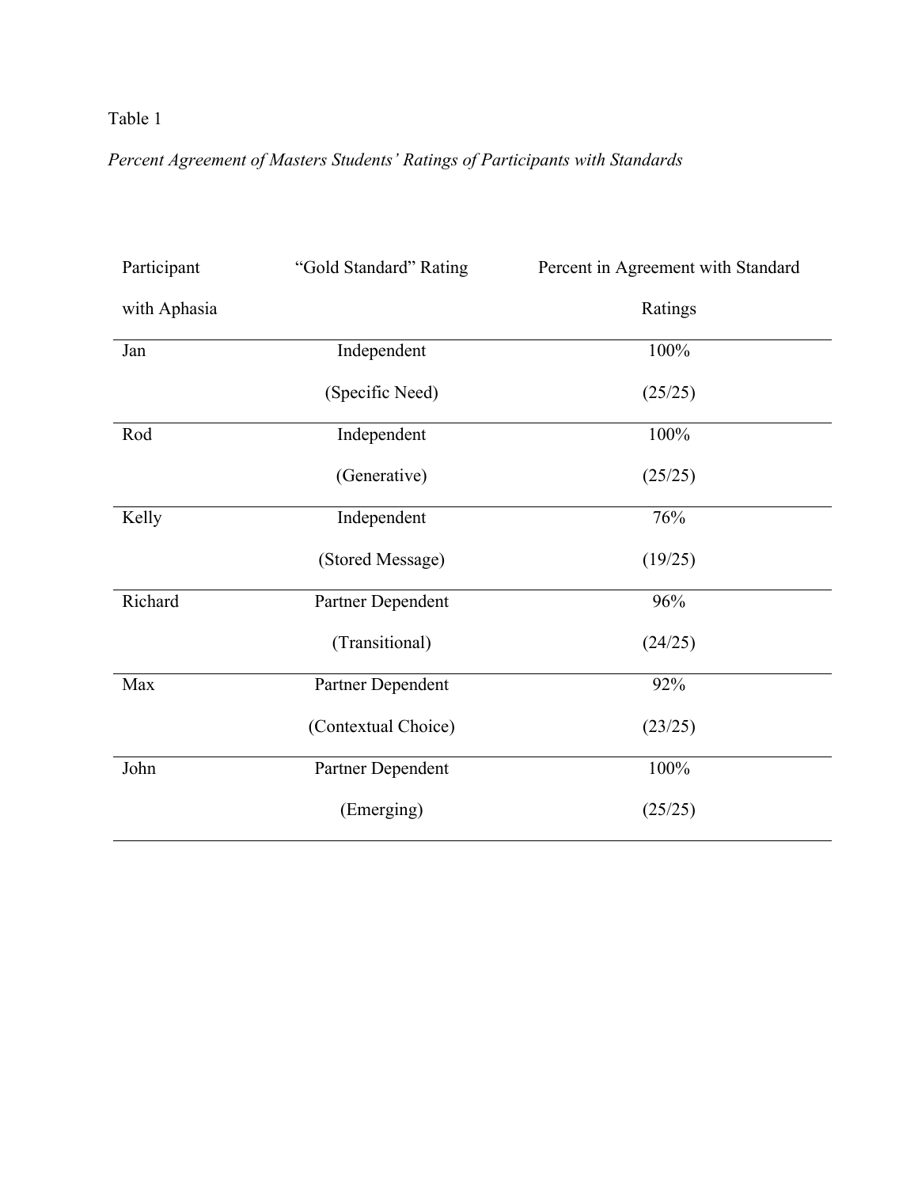Table 1

*Percent Agreement of Masters Students' Ratings of Participants with Standards*

| Participant with Aphasia | "Gold Standard" Rating | Percent in Agreement with Standard Ratings |
|---|---|---|
| Jan | Independent (Specific Need) | 100% (25/25) |
| Rod | Independent (Generative) | 100% (25/25) |
| Kelly | Independent (Stored Message) | 76% (19/25) |
| Richard | Partner Dependent (Transitional) | 96% (24/25) |
| Max | Partner Dependent (Contextual Choice) | 92% (23/25) |
| John | Partner Dependent (Emerging) | 100% (25/25) |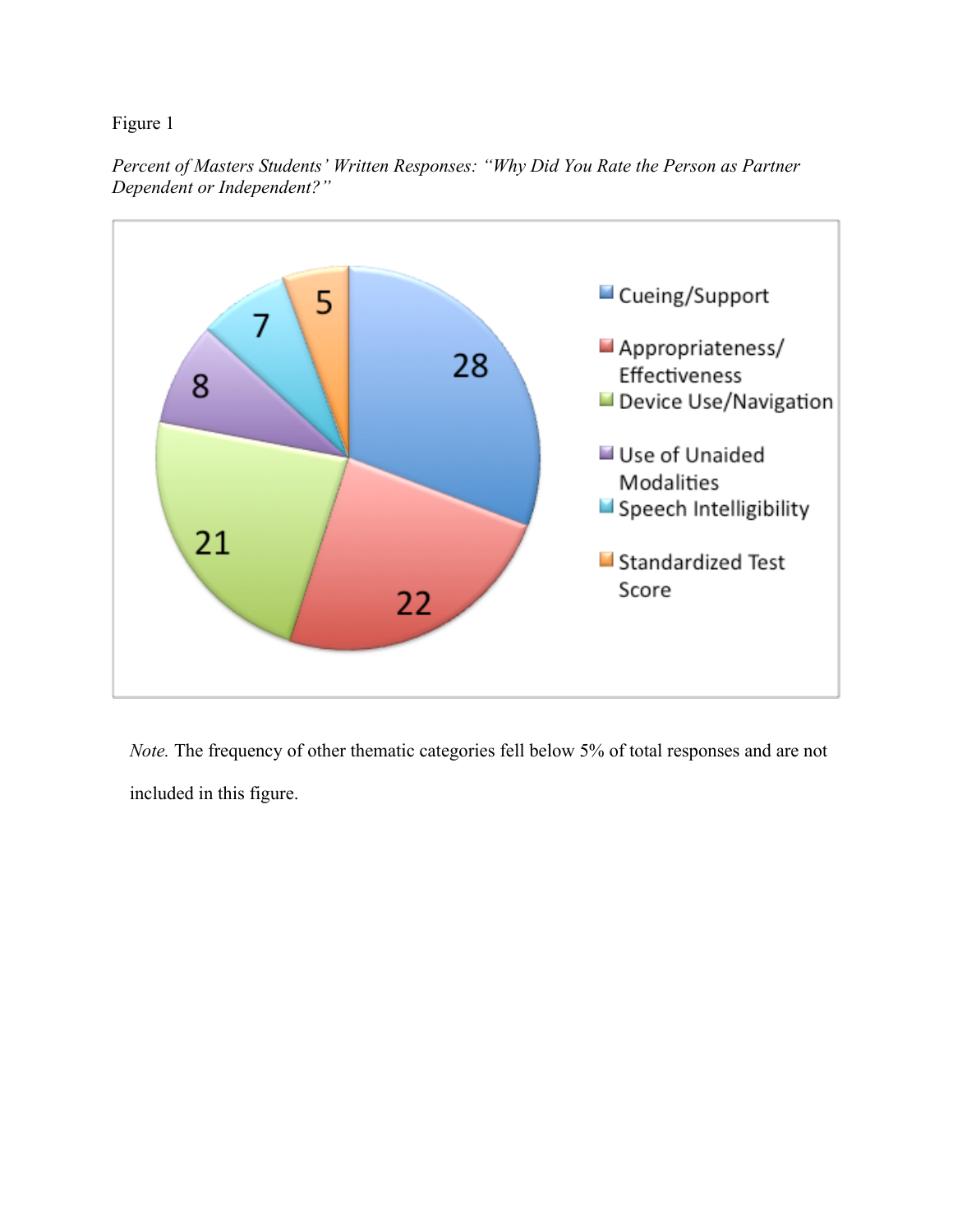Figure 1

*Percent of Masters Students' Written Responses: "Why Did You Rate the Person as Partner Dependent or Independent?"*

| Category | Percent |
| --- | --- |
| Cueing/Support | 28 |
| Appropriateness/ Effectiveness | 22 |
| Device Use/Navigation | 21 |
| Use of Unaided Modalities | 8 |
| Speech Intelligibility | 7 |
| Standardized Test Score | 5 |

*Note.* The frequency of other thematic categories fell below 5% of total responses and are not included in this figure.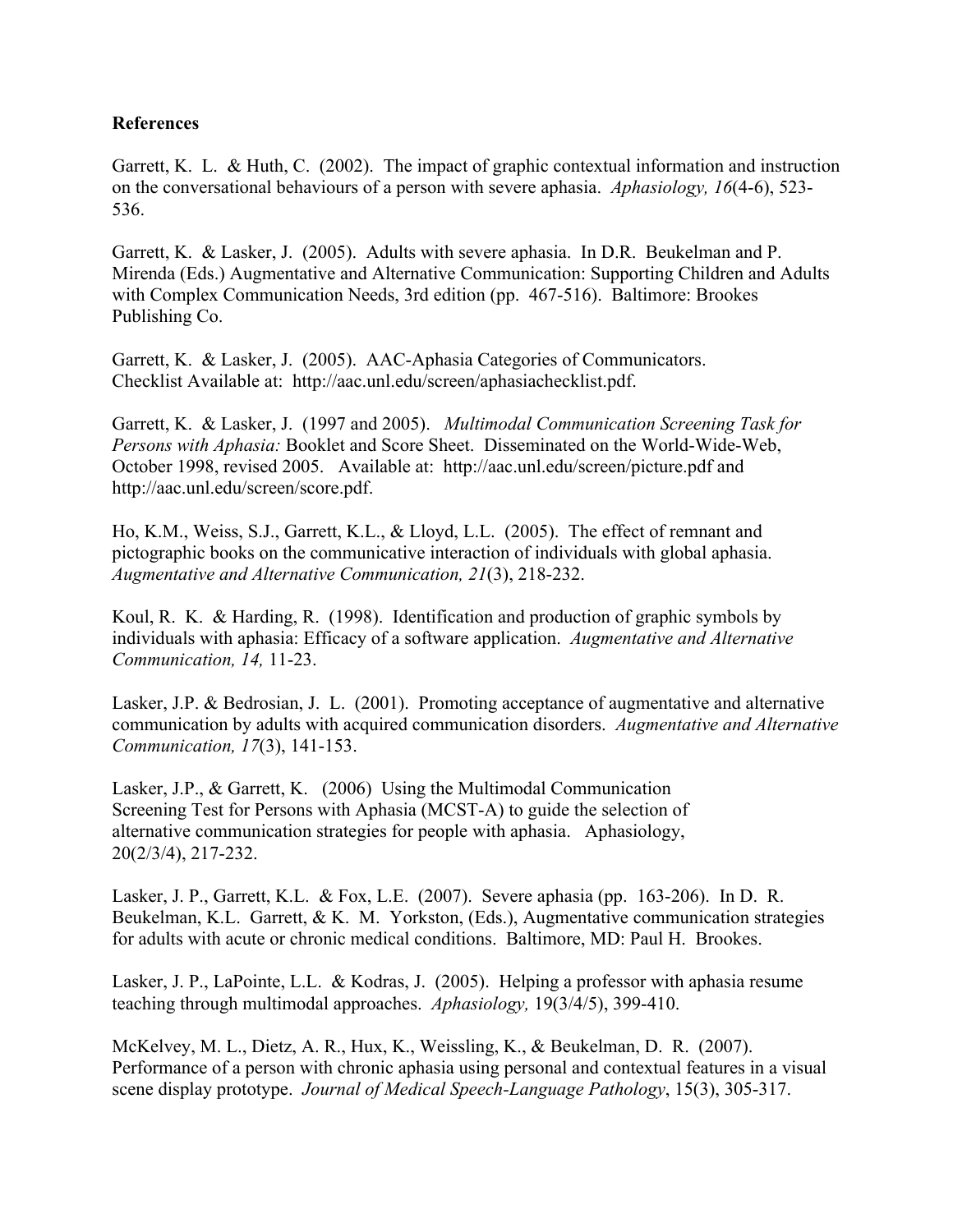**References**

Garrett, K. L. & Huth, C. (2002). The impact of graphic contextual information and instruction on the conversational behaviours of a person with severe aphasia. *Aphasiology, 16*(4-6), 523-536.

Garrett, K. & Lasker, J. (2005). Adults with severe aphasia. In D.R. Beukelman and P. Mirenda (Eds.) Augmentative and Alternative Communication: Supporting Children and Adults with Complex Communication Needs, 3rd edition (pp. 467-516). Baltimore: Brookes Publishing Co.

Garrett, K. & Lasker, J. (2005). AAC-Aphasia Categories of Communicators. Checklist Available at: http://aac.unl.edu/screen/aphasiachecklist.pdf.

Garrett, K. & Lasker, J. (1997 and 2005). *Multimodal Communication Screening Task for Persons with Aphasia:* Booklet and Score Sheet. Disseminated on the World-Wide-Web, October 1998, revised 2005. Available at: http://aac.unl.edu/screen/picture.pdf and http://aac.unl.edu/screen/score.pdf.

Ho, K.M., Weiss, S.J., Garrett, K.L., & Lloyd, L.L. (2005). The effect of remnant and pictographic books on the communicative interaction of individuals with global aphasia. *Augmentative and Alternative Communication, 21*(3), 218-232.

Koul, R. K. & Harding, R. (1998). Identification and production of graphic symbols by individuals with aphasia: Efficacy of a software application. *Augmentative and Alternative Communication, 14,* 11-23.

Lasker, J.P. & Bedrosian, J. L. (2001). Promoting acceptance of augmentative and alternative communication by adults with acquired communication disorders. *Augmentative and Alternative Communication, 17*(3), 141-153.

Lasker, J.P., & Garrett, K. (2006) Using the Multimodal Communication Screening Test for Persons with Aphasia (MCST-A) to guide the selection of alternative communication strategies for people with aphasia. Aphasiology, 20(2/3/4), 217-232.

Lasker, J. P., Garrett, K.L. & Fox, L.E. (2007). Severe aphasia (pp. 163-206). In D. R. Beukelman, K.L. Garrett, & K. M. Yorkston, (Eds.), Augmentative communication strategies for adults with acute or chronic medical conditions. Baltimore, MD: Paul H. Brookes.

Lasker, J. P., LaPointe, L.L. & Kodras, J. (2005). Helping a professor with aphasia resume teaching through multimodal approaches. *Aphasiology,* 19(3/4/5), 399-410.

McKelvey, M. L., Dietz, A. R., Hux, K., Weissling, K., & Beukelman, D. R. (2007). Performance of a person with chronic aphasia using personal and contextual features in a visual scene display prototype. *Journal of Medical Speech-Language Pathology*, 15(3), 305-317.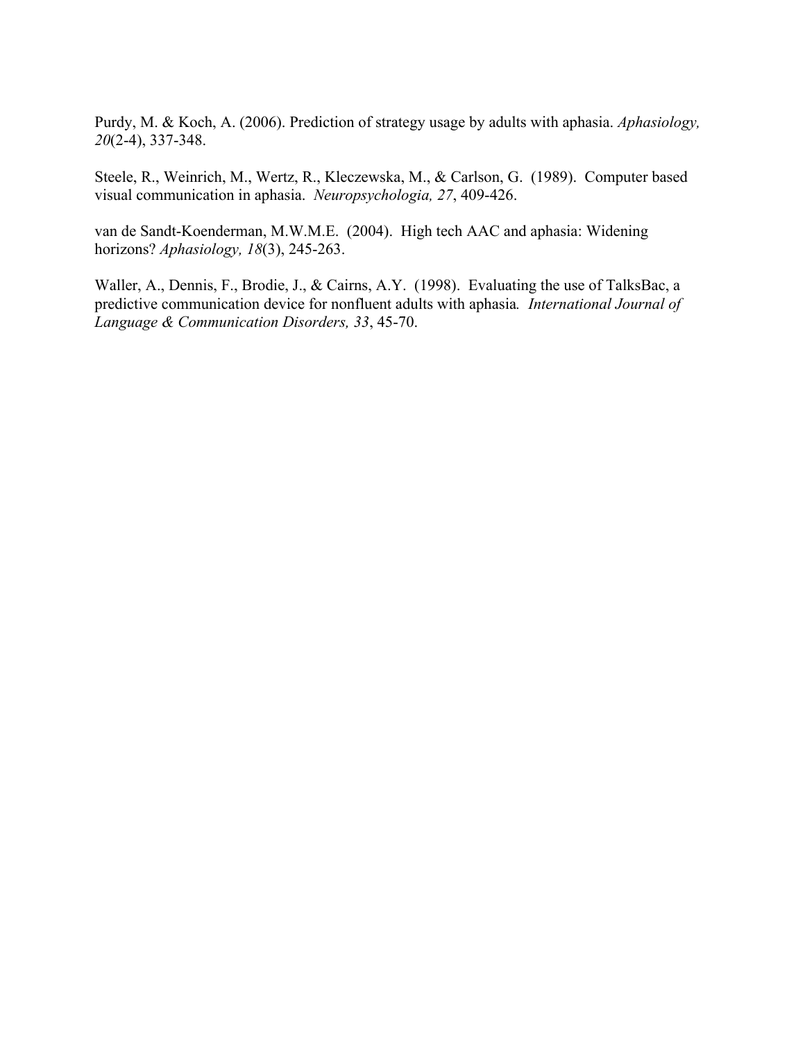Purdy, M. & Koch, A. (2006). Prediction of strategy usage by adults with aphasia. *Aphasiology, 20*(2-4), 337-348.

Steele, R., Weinrich, M., Wertz, R., Kleczewska, M., & Carlson, G. (1989). Computer based visual communication in aphasia. *Neuropsychologia, 27*, 409-426.

van de Sandt-Koenderman, M.W.M.E. (2004). High tech AAC and aphasia: Widening horizons? *Aphasiology, 18*(3), 245-263.

Waller, A., Dennis, F., Brodie, J., & Cairns, A.Y. (1998). Evaluating the use of TalksBac, a predictive communication device for nonfluent adults with aphasia*. International Journal of Language & Communication Disorders, 33*, 45-70.